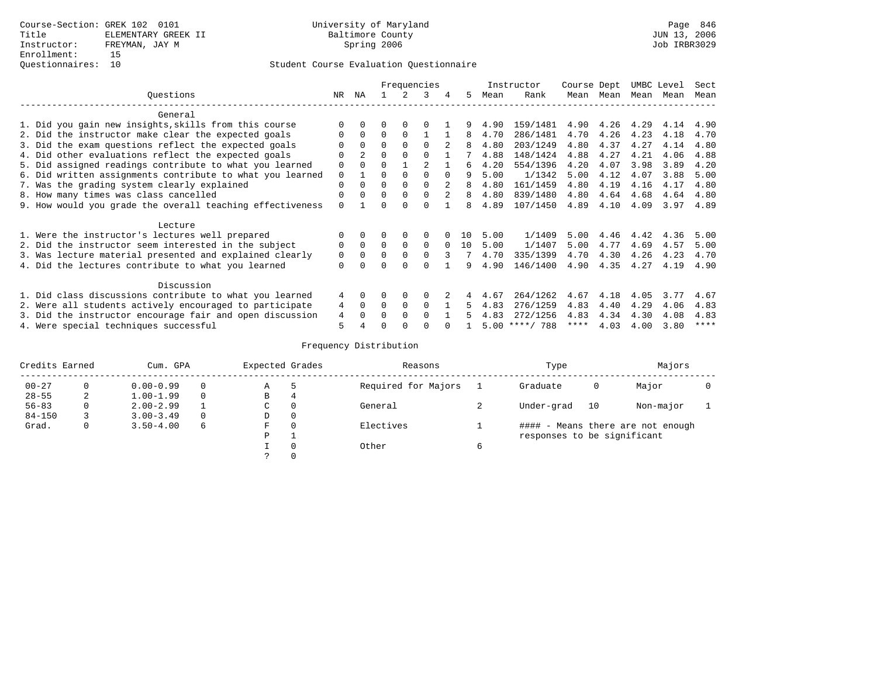Course-Section: GREK 102 0101
Title: ELEMENTARY GREEK II
Instructor: FREYMAN, JAY M
Enrollment: 15
Questionnaires: 10

University of Maryland
Baltimore County
Spring 2006

Student Course Evaluation Questionnaire

| Questions | NR | NA | 1 | 2 | 3 | 4 | 5 | Instructor Mean | Instructor Rank | Course Mean | Dept Mean | UMBC Mean | Level Mean | Sect Mean |
|---|---|---|---|---|---|---|---|---|---|---|---|---|---|---|
| **General** | | | | | | | | | | | | | | |
| 1. Did you gain new insights,skills from this course | 0 | 0 | 0 | 0 | 0 | 1 | 9 | 4.90 | 159/1481 | 4.90 | 4.26 | 4.29 | 4.14 | 4.90 |
| 2. Did the instructor make clear the expected goals | 0 | 0 | 0 | 0 | 1 | 1 | 8 | 4.70 | 286/1481 | 4.70 | 4.26 | 4.23 | 4.18 | 4.70 |
| 3. Did the exam questions reflect the expected goals | 0 | 0 | 0 | 0 | 0 | 2 | 8 | 4.80 | 203/1249 | 4.80 | 4.37 | 4.27 | 4.14 | 4.80 |
| 4. Did other evaluations reflect the expected goals | 0 | 2 | 0 | 0 | 0 | 1 | 7 | 4.88 | 148/1424 | 4.88 | 4.27 | 4.21 | 4.06 | 4.88 |
| 5. Did assigned readings contribute to what you learned | 0 | 0 | 0 | 1 | 2 | 1 | 6 | 4.20 | 554/1396 | 4.20 | 4.07 | 3.98 | 3.89 | 4.20 |
| 6. Did written assignments contribute to what you learned | 0 | 1 | 0 | 0 | 0 | 0 | 9 | 5.00 | 1/1342 | 5.00 | 4.12 | 4.07 | 3.88 | 5.00 |
| 7. Was the grading system clearly explained | 0 | 0 | 0 | 0 | 0 | 2 | 8 | 4.80 | 161/1459 | 4.80 | 4.19 | 4.16 | 4.17 | 4.80 |
| 8. How many times was class cancelled | 0 | 0 | 0 | 0 | 0 | 2 | 8 | 4.80 | 839/1480 | 4.80 | 4.64 | 4.68 | 4.64 | 4.80 |
| 9. How would you grade the overall teaching effectiveness | 0 | 1 | 0 | 0 | 0 | 1 | 8 | 4.89 | 107/1450 | 4.89 | 4.10 | 4.09 | 3.97 | 4.89 |
| **Lecture** | | | | | | | | | | | | | | |
| 1. Were the instructor's lectures well prepared | 0 | 0 | 0 | 0 | 0 | 0 | 10 | 5.00 | 1/1409 | 5.00 | 4.46 | 4.42 | 4.36 | 5.00 |
| 2. Did the instructor seem interested in the subject | 0 | 0 | 0 | 0 | 0 | 0 | 10 | 5.00 | 1/1407 | 5.00 | 4.77 | 4.69 | 4.57 | 5.00 |
| 3. Was lecture material presented and explained clearly | 0 | 0 | 0 | 0 | 0 | 3 | 7 | 4.70 | 335/1399 | 4.70 | 4.30 | 4.26 | 4.23 | 4.70 |
| 4. Did the lectures contribute to what you learned | 0 | 0 | 0 | 0 | 0 | 1 | 9 | 4.90 | 146/1400 | 4.90 | 4.35 | 4.27 | 4.19 | 4.90 |
| **Discussion** | | | | | | | | | | | | | | |
| 1. Did class discussions contribute to what you learned | 4 | 0 | 0 | 0 | 0 | 2 | 4 | 4.67 | 264/1262 | 4.67 | 4.18 | 4.05 | 3.77 | 4.67 |
| 2. Were all students actively encouraged to participate | 4 | 0 | 0 | 0 | 0 | 1 | 5 | 4.83 | 276/1259 | 4.83 | 4.40 | 4.29 | 4.06 | 4.83 |
| 3. Did the instructor encourage fair and open discussion | 4 | 0 | 0 | 0 | 0 | 1 | 5 | 4.83 | 272/1256 | 4.83 | 4.34 | 4.30 | 4.08 | 4.83 |
| 4. Were special techniques successful | 5 | 4 | 0 | 0 | 0 | 0 | 1 | 5.00 | ****/ 788 | **** | 4.03 | 4.00 | 3.80 | **** |

Frequency Distribution

| Credits Earned | | Cum. GPA | | Expected Grades | | Reasons | | Type | | Majors | |
|---|---|---|---|---|---|---|---|---|---|---|---|
| 00-27 | 0 | 0.00-0.99 | 0 | A | 5 | Required for Majors | 1 | Graduate | 0 | Major | 0 |
| 28-55 | 2 | 1.00-1.99 | 0 | B | 4 | | | | | | |
| 56-83 | 0 | 2.00-2.99 | 1 | C | 0 | General | 2 | Under-grad | 10 | Non-major | 1 |
| 84-150 | 3 | 3.00-3.49 | 0 | D | 0 | | | | | | |
| Grad. | 0 | 3.50-4.00 | 6 | F | 0 | Electives | 1 | #### - Means there are not enough responses to be significant | | | |
| | | | | P | 1 | | | | | | |
| | | | | I | 0 | Other | 6 | | | | |
| | | | | ? | 0 | | | | | | |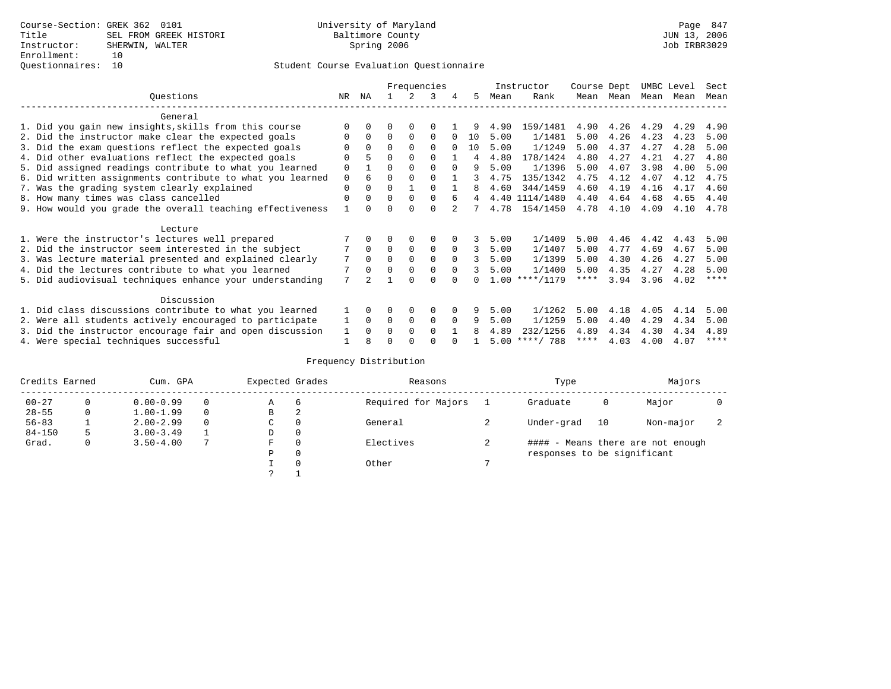Course-Section: GREK 362 0101
Title: SEL FROM GREEK HISTORI
Instructor: SHERWIN, WALTER
Enrollment: 10
Questionnaires: 10

University of Maryland
Baltimore County
Spring 2006

JUN 13, 2006
Job IRBR3029

## Student Course Evaluation Questionnaire

| Questions | NR | NA | 1 | 2 | 3 | 4 | 5 | Instructor Mean | Instructor Rank | Course Mean | Dept Mean | UMBC Mean | Level Mean | Sect Mean |
|---|---|---|---|---|---|---|---|---|---|---|---|---|---|---|
| **General** | | | | | | | | | | | | | | |
| 1. Did you gain new insights,skills from this course | 0 | 0 | 0 | 0 | 0 | 1 | 9 | 4.90 | 159/1481 | 4.90 | 4.26 | 4.29 | 4.29 | 4.90 |
| 2. Did the instructor make clear the expected goals | 0 | 0 | 0 | 0 | 0 | 0 | 10 | 5.00 | 1/1481 | 5.00 | 4.26 | 4.23 | 4.23 | 5.00 |
| 3. Did the exam questions reflect the expected goals | 0 | 0 | 0 | 0 | 0 | 0 | 10 | 5.00 | 1/1249 | 5.00 | 4.37 | 4.27 | 4.28 | 5.00 |
| 4. Did other evaluations reflect the expected goals | 0 | 5 | 0 | 0 | 0 | 1 | 4 | 4.80 | 178/1424 | 4.80 | 4.27 | 4.21 | 4.27 | 4.80 |
| 5. Did assigned readings contribute to what you learned | 0 | 1 | 0 | 0 | 0 | 0 | 9 | 5.00 | 1/1396 | 5.00 | 4.07 | 3.98 | 4.00 | 5.00 |
| 6. Did written assignments contribute to what you learned | 0 | 6 | 0 | 0 | 0 | 1 | 3 | 4.75 | 135/1342 | 4.75 | 4.12 | 4.07 | 4.12 | 4.75 |
| 7. Was the grading system clearly explained | 0 | 0 | 0 | 1 | 0 | 1 | 8 | 4.60 | 344/1459 | 4.60 | 4.19 | 4.16 | 4.17 | 4.60 |
| 8. How many times was class cancelled | 0 | 0 | 0 | 0 | 0 | 6 | 4 | 4.40 | 1114/1480 | 4.40 | 4.64 | 4.68 | 4.65 | 4.40 |
| 9. How would you grade the overall teaching effectiveness | 1 | 0 | 0 | 0 | 0 | 2 | 7 | 4.78 | 154/1450 | 4.78 | 4.10 | 4.09 | 4.10 | 4.78 |
| **Lecture** | | | | | | | | | | | | | | |
| 1. Were the instructor's lectures well prepared | 7 | 0 | 0 | 0 | 0 | 0 | 3 | 5.00 | 1/1409 | 5.00 | 4.46 | 4.42 | 4.43 | 5.00 |
| 2. Did the instructor seem interested in the subject | 7 | 0 | 0 | 0 | 0 | 0 | 3 | 5.00 | 1/1407 | 5.00 | 4.77 | 4.69 | 4.67 | 5.00 |
| 3. Was lecture material presented and explained clearly | 7 | 0 | 0 | 0 | 0 | 0 | 3 | 5.00 | 1/1399 | 5.00 | 4.30 | 4.26 | 4.27 | 5.00 |
| 4. Did the lectures contribute to what you learned | 7 | 0 | 0 | 0 | 0 | 0 | 3 | 5.00 | 1/1400 | 5.00 | 4.35 | 4.27 | 4.28 | 5.00 |
| 5. Did audiovisual techniques enhance your understanding | 7 | 2 | 1 | 0 | 0 | 0 | 0 | 1.00 | ****/1179 | **** | 3.94 | 3.96 | 4.02 | **** |
| **Discussion** | | | | | | | | | | | | | | |
| 1. Did class discussions contribute to what you learned | 1 | 0 | 0 | 0 | 0 | 0 | 9 | 5.00 | 1/1262 | 5.00 | 4.18 | 4.05 | 4.14 | 5.00 |
| 2. Were all students actively encouraged to participate | 1 | 0 | 0 | 0 | 0 | 0 | 9 | 5.00 | 1/1259 | 5.00 | 4.40 | 4.29 | 4.34 | 5.00 |
| 3. Did the instructor encourage fair and open discussion | 1 | 0 | 0 | 0 | 0 | 1 | 8 | 4.89 | 232/1256 | 4.89 | 4.34 | 4.30 | 4.34 | 4.89 |
| 4. Were special techniques successful | 1 | 8 | 0 | 0 | 0 | 0 | 1 | 5.00 | ****/ 788 | **** | 4.03 | 4.00 | 4.07 | **** |

## Frequency Distribution

| Credits Earned | | Cum. GPA | | Expected Grades | | Reasons | | Type | | Majors | |
|---|---|---|---|---|---|---|---|---|---|---|---|
| 00-27 | 0 | 0.00-0.99 | 0 | A | 6 | Required for Majors | 1 | Graduate | 0 | Major | 0 |
| 28-55 | 0 | 1.00-1.99 | 0 | B | 2 | | | | | | |
| 56-83 | 1 | 2.00-2.99 | 0 | C | 0 | General | 2 | Under-grad | 10 | Non-major | 2 |
| 84-150 | 5 | 3.00-3.49 | 1 | D | 0 | | | | | | |
| Grad. | 0 | 3.50-4.00 | 7 | F | 0 | Electives | 2 | #### - Means there are not enough responses to be significant | | | |
| | | | | P | 0 | | | | | | |
| | | | | I | 0 | Other | 7 | | | | |
| | | | | ? | 1 | | | | | | |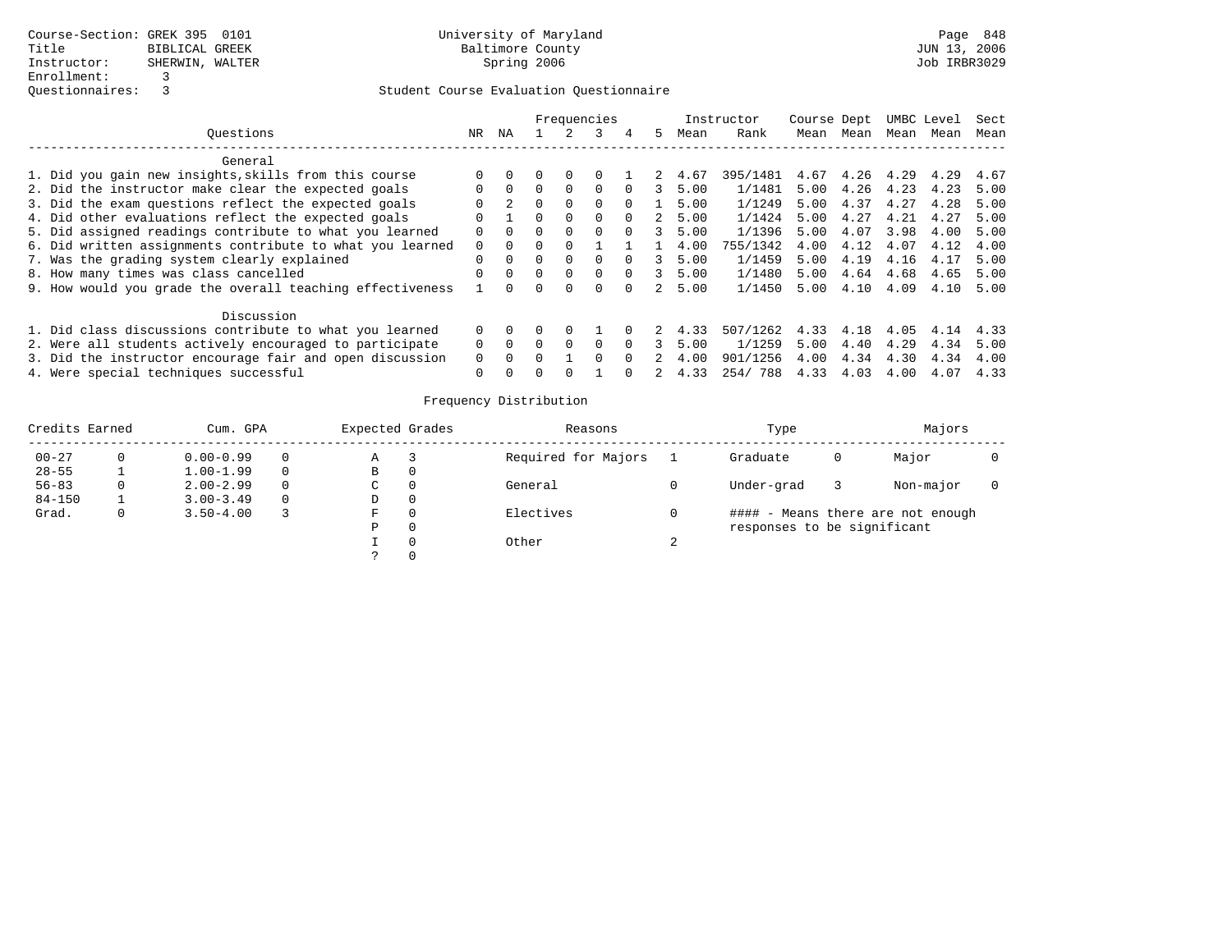Course-Section: GREK 395 0101
Title: BIBLICAL GREEK
Instructor: SHERWIN, WALTER
Enrollment: 3
Questionnaires: 3

University of Maryland
Baltimore County
Spring 2006

Page 848
JUN 13, 2006
Job IRBR3029

## Student Course Evaluation Questionnaire

| Questions | NR | NA | 1 | 2 | 3 | 4 | 5 | Instructor Mean | Instructor Rank | Course Mean | Dept Mean | UMBC Mean | Level Mean | Sect Mean |
|---|---|---|---|---|---|---|---|---|---|---|---|---|---|---|
| **General** | | | | | | | | | | | | | | |
| 1. Did you gain new insights,skills from this course | 0 | 0 | 0 | 0 | 0 | 1 | 2 | 4.67 | 395/1481 | 4.67 | 4.26 | 4.29 | 4.29 | 4.67 |
| 2. Did the instructor make clear the expected goals | 0 | 0 | 0 | 0 | 0 | 0 | 3 | 5.00 | 1/1481 | 5.00 | 4.26 | 4.23 | 4.23 | 5.00 |
| 3. Did the exam questions reflect the expected goals | 0 | 2 | 0 | 0 | 0 | 0 | 1 | 5.00 | 1/1249 | 5.00 | 4.37 | 4.27 | 4.28 | 5.00 |
| 4. Did other evaluations reflect the expected goals | 0 | 1 | 0 | 0 | 0 | 0 | 2 | 5.00 | 1/1424 | 5.00 | 4.27 | 4.21 | 4.27 | 5.00 |
| 5. Did assigned readings contribute to what you learned | 0 | 0 | 0 | 0 | 0 | 0 | 3 | 5.00 | 1/1396 | 5.00 | 4.07 | 3.98 | 4.00 | 5.00 |
| 6. Did written assignments contribute to what you learned | 0 | 0 | 0 | 0 | 1 | 1 | 1 | 4.00 | 755/1342 | 4.00 | 4.12 | 4.07 | 4.12 | 4.00 |
| 7. Was the grading system clearly explained | 0 | 0 | 0 | 0 | 0 | 0 | 3 | 5.00 | 1/1459 | 5.00 | 4.19 | 4.16 | 4.17 | 5.00 |
| 8. How many times was class cancelled | 0 | 0 | 0 | 0 | 0 | 0 | 3 | 5.00 | 1/1480 | 5.00 | 4.64 | 4.68 | 4.65 | 5.00 |
| 9. How would you grade the overall teaching effectiveness | 1 | 0 | 0 | 0 | 0 | 0 | 2 | 5.00 | 1/1450 | 5.00 | 4.10 | 4.09 | 4.10 | 5.00 |
| **Discussion** | | | | | | | | | | | | | | |
| 1. Did class discussions contribute to what you learned | 0 | 0 | 0 | 0 | 1 | 0 | 2 | 4.33 | 507/1262 | 4.33 | 4.18 | 4.05 | 4.14 | 4.33 |
| 2. Were all students actively encouraged to participate | 0 | 0 | 0 | 0 | 0 | 0 | 3 | 5.00 | 1/1259 | 5.00 | 4.40 | 4.29 | 4.34 | 5.00 |
| 3. Did the instructor encourage fair and open discussion | 0 | 0 | 0 | 1 | 0 | 0 | 2 | 4.00 | 901/1256 | 4.00 | 4.34 | 4.30 | 4.34 | 4.00 |
| 4. Were special techniques successful | 0 | 0 | 0 | 0 | 1 | 0 | 2 | 4.33 | 254/ 788 | 4.33 | 4.03 | 4.00 | 4.07 | 4.33 |

### Frequency Distribution

| Credits Earned | | Cum. GPA | | Expected Grades | | Reasons | | Type | | Majors | |
|---|---|---|---|---|---|---|---|---|---|---|---|
| 00-27 | 0 | 0.00-0.99 | 0 | A | 3 | Required for Majors | 1 | Graduate | 0 | Major | 0 |
| 28-55 | 1 | 1.00-1.99 | 0 | B | 0 | | | | | | |
| 56-83 | 0 | 2.00-2.99 | 0 | C | 0 | General | 0 | Under-grad | 3 | Non-major | 0 |
| 84-150 | 1 | 3.00-3.49 | 0 | D | 0 | | | | | | |
| Grad. | 0 | 3.50-4.00 | 3 | F | 0 | Electives | 0 | | | | |
| | | | | P | 0 | | | | | | |
| | | | | I | 0 | Other | 2 | | | | |
| | | | | ? | 0 | | | | | | |

#### - Means there are not enough responses to be significant